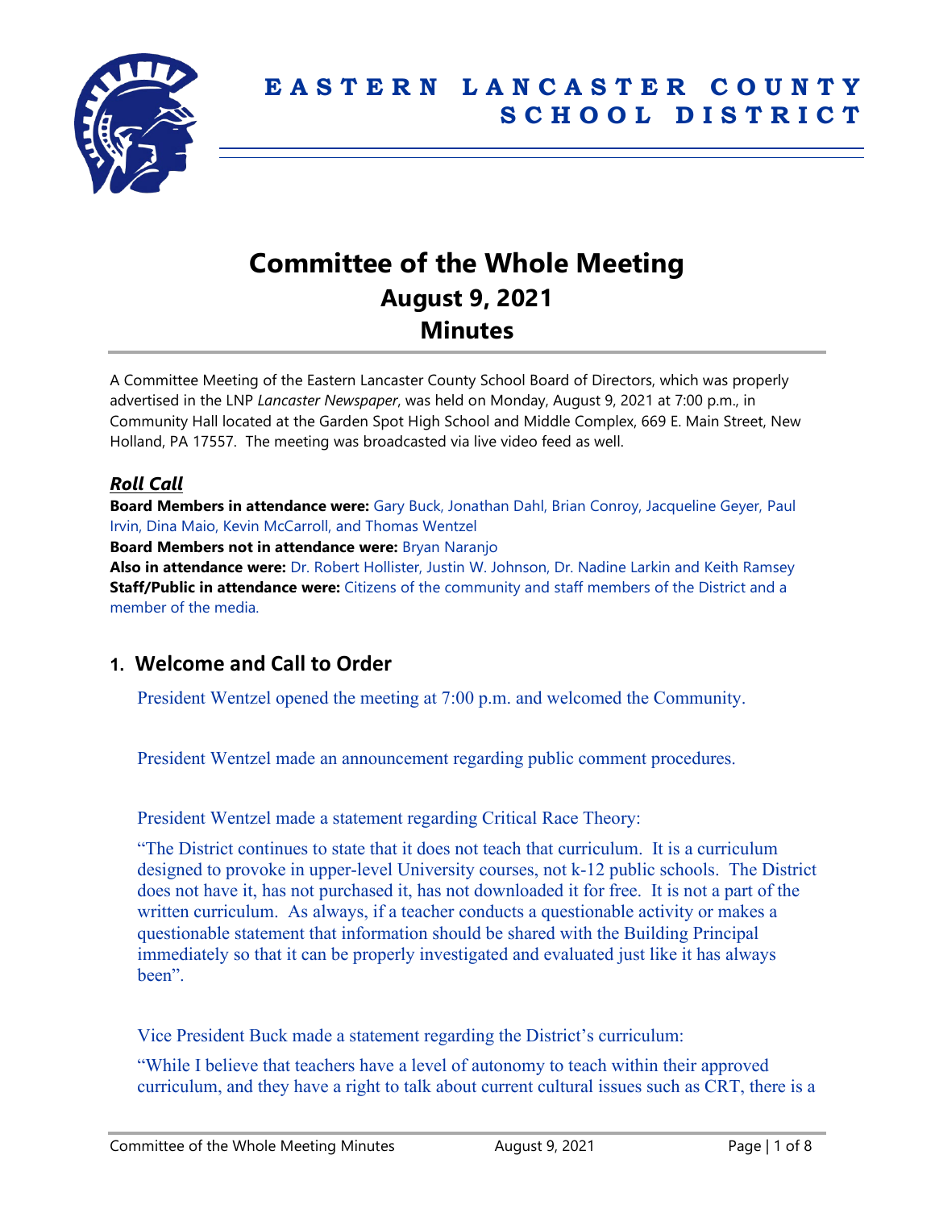# EASTERN LANCASTER COUNTY SCHOOL DISTRICT

# Committee of the Whole Meeting
## August 9, 2021
## Minutes

A Committee Meeting of the Eastern Lancaster County School Board of Directors, which was properly advertised in the LNP *Lancaster Newspaper*, was held on Monday, August 9, 2021 at 7:00 p.m., in Community Hall located at the Garden Spot High School and Middle Complex, 669 E. Main Street, New Holland, PA 17557. The meeting was broadcasted via live video feed as well.

### *Roll Call*

**Board Members in attendance were:** Gary Buck, Jonathan Dahl, Brian Conroy, Jacqueline Geyer, Paul Irvin, Dina Maio, Kevin McCarroll, and Thomas Wentzel

**Board Members not in attendance were:** Bryan Naranjo

**Also in attendance were:** Dr. Robert Hollister, Justin W. Johnson, Dr. Nadine Larkin and Keith Ramsey

**Staff/Public in attendance were:** Citizens of the community and staff members of the District and a member of the media.

## 1. Welcome and Call to Order

President Wentzel opened the meeting at 7:00 p.m. and welcomed the Community.

President Wentzel made an announcement regarding public comment procedures.

President Wentzel made a statement regarding Critical Race Theory:

"The District continues to state that it does not teach that curriculum. It is a curriculum designed to provoke in upper-level University courses, not k-12 public schools. The District does not have it, has not purchased it, has not downloaded it for free. It is not a part of the written curriculum. As always, if a teacher conducts a questionable activity or makes a questionable statement that information should be shared with the Building Principal immediately so that it can be properly investigated and evaluated just like it has always been".

Vice President Buck made a statement regarding the District's curriculum:

"While I believe that teachers have a level of autonomy to teach within their approved curriculum, and they have a right to talk about current cultural issues such as CRT, there is a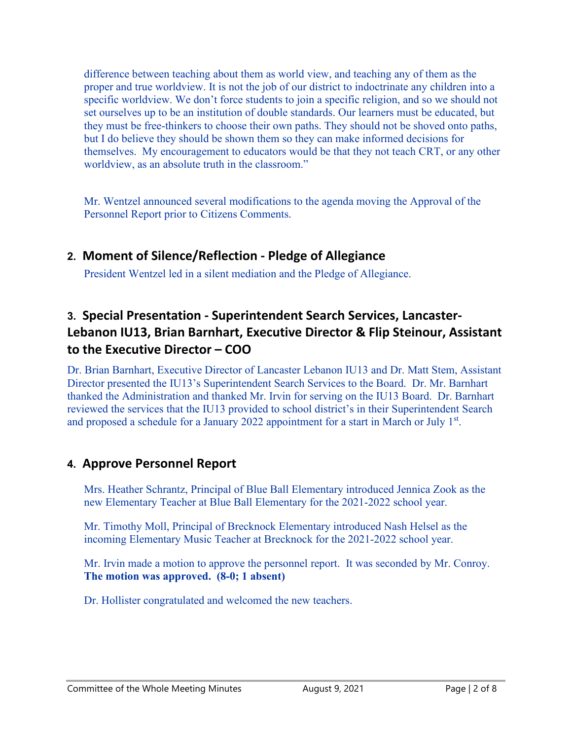difference between teaching about them as world view, and teaching any of them as the proper and true worldview. It is not the job of our district to indoctrinate any children into a specific worldview. We don't force students to join a specific religion, and so we should not set ourselves up to be an institution of double standards. Our learners must be educated, but they must be free-thinkers to choose their own paths. They should not be shoved onto paths, but I do believe they should be shown them so they can make informed decisions for themselves. My encouragement to educators would be that they not teach CRT, or any other worldview, as an absolute truth in the classroom."

Mr. Wentzel announced several modifications to the agenda moving the Approval of the Personnel Report prior to Citizens Comments.

## 2. Moment of Silence/Reflection - Pledge of Allegiance

President Wentzel led in a silent mediation and the Pledge of Allegiance.

## 3. Special Presentation - Superintendent Search Services, Lancaster-Lebanon IU13, Brian Barnhart, Executive Director & Flip Steinour, Assistant to the Executive Director – COO

Dr. Brian Barnhart, Executive Director of Lancaster Lebanon IU13 and Dr. Matt Stem, Assistant Director presented the IU13's Superintendent Search Services to the Board. Dr. Mr. Barnhart thanked the Administration and thanked Mr. Irvin for serving on the IU13 Board. Dr. Barnhart reviewed the services that the IU13 provided to school district's in their Superintendent Search and proposed a schedule for a January 2022 appointment for a start in March or July 1st.

## 4. Approve Personnel Report

Mrs. Heather Schrantz, Principal of Blue Ball Elementary introduced Jennica Zook as the new Elementary Teacher at Blue Ball Elementary for the 2021-2022 school year.

Mr. Timothy Moll, Principal of Brecknock Elementary introduced Nash Helsel as the incoming Elementary Music Teacher at Brecknock for the 2021-2022 school year.

Mr. Irvin made a motion to approve the personnel report. It was seconded by Mr. Conroy. **The motion was approved. (8-0; 1 absent)**

Dr. Hollister congratulated and welcomed the new teachers.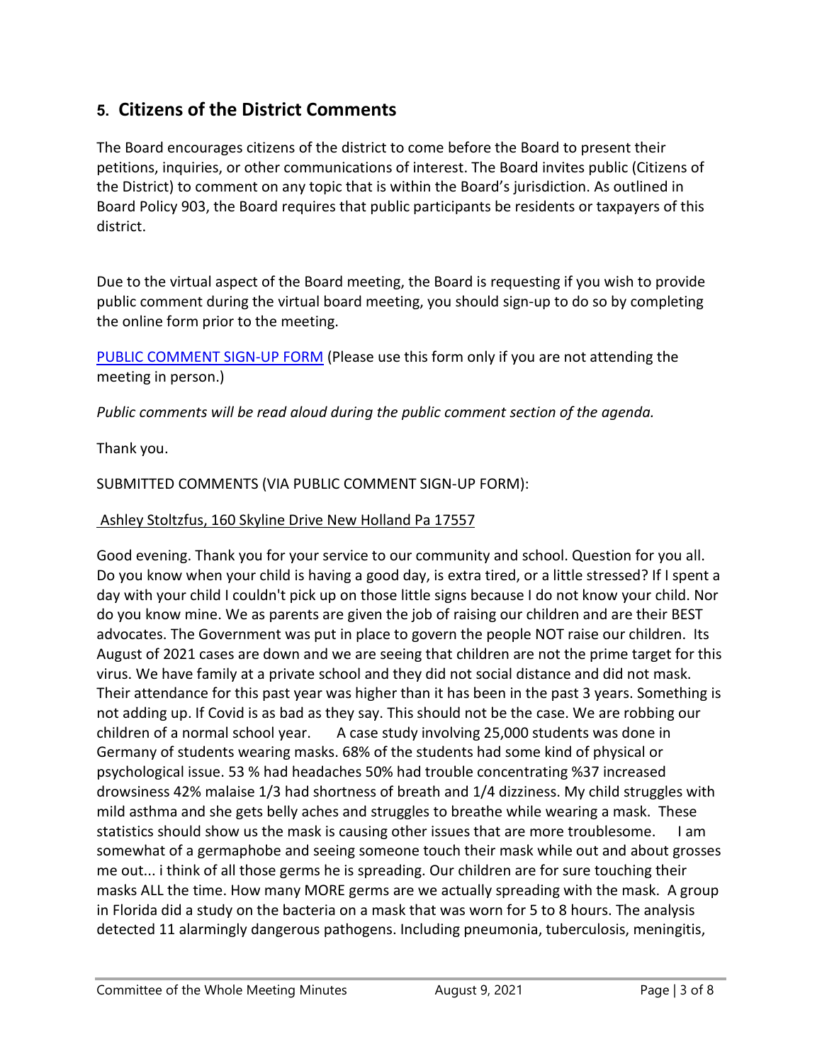## 5. Citizens of the District Comments

The Board encourages citizens of the district to come before the Board to present their petitions, inquiries, or other communications of interest. The Board invites public (Citizens of the District) to comment on any topic that is within the Board's jurisdiction. As outlined in Board Policy 903, the Board requires that public participants be residents or taxpayers of this district.

Due to the virtual aspect of the Board meeting, the Board is requesting if you wish to provide public comment during the virtual board meeting, you should sign-up to do so by completing the online form prior to the meeting.

PUBLIC COMMENT SIGN-UP FORM (Please use this form only if you are not attending the meeting in person.)

*Public comments will be read aloud during the public comment section of the agenda.*

Thank you.

SUBMITTED COMMENTS (VIA PUBLIC COMMENT SIGN-UP FORM):

Ashley Stoltzfus, 160 Skyline Drive New Holland Pa 17557

Good evening. Thank you for your service to our community and school. Question for you all. Do you know when your child is having a good day, is extra tired, or a little stressed? If I spent a day with your child I couldn't pick up on those little signs because I do not know your child. Nor do you know mine. We as parents are given the job of raising our children and are their BEST advocates. The Government was put in place to govern the people NOT raise our children. Its August of 2021 cases are down and we are seeing that children are not the prime target for this virus. We have family at a private school and they did not social distance and did not mask. Their attendance for this past year was higher than it has been in the past 3 years. Something is not adding up. If Covid is as bad as they say. This should not be the case. We are robbing our children of a normal school year. A case study involving 25,000 students was done in Germany of students wearing masks. 68% of the students had some kind of physical or psychological issue. 53 % had headaches 50% had trouble concentrating %37 increased drowsiness 42% malaise 1/3 had shortness of breath and 1/4 dizziness. My child struggles with mild asthma and she gets belly aches and struggles to breathe while wearing a mask. These statistics should show us the mask is causing other issues that are more troublesome. I am somewhat of a germaphobe and seeing someone touch their mask while out and about grosses me out... i think of all those germs he is spreading. Our children are for sure touching their masks ALL the time. How many MORE germs are we actually spreading with the mask. A group in Florida did a study on the bacteria on a mask that was worn for 5 to 8 hours. The analysis detected 11 alarmingly dangerous pathogens. Including pneumonia, tuberculosis, meningitis,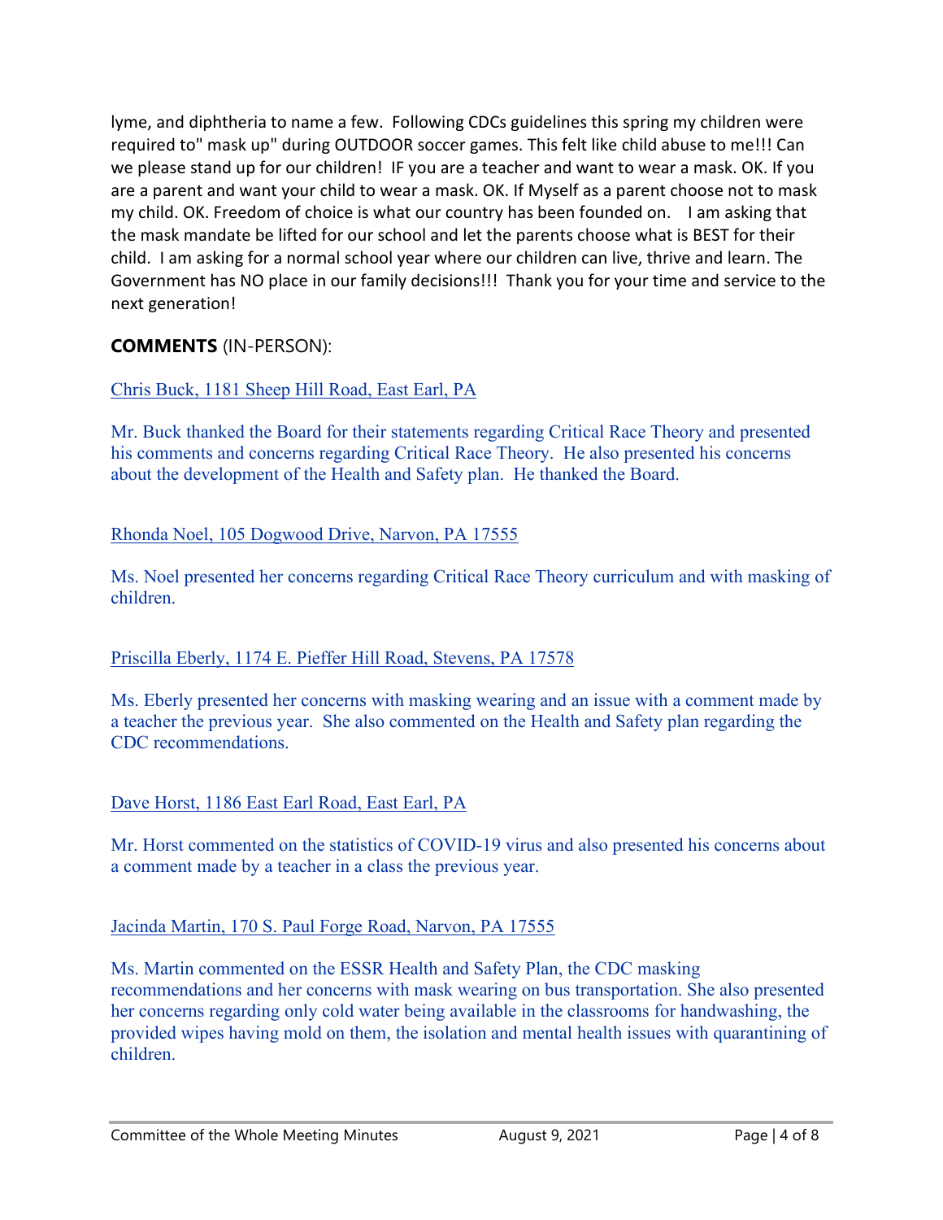lyme, and diphtheria to name a few. Following CDCs guidelines this spring my children were required to" mask up" during OUTDOOR soccer games. This felt like child abuse to me!!! Can we please stand up for our children! IF you are a teacher and want to wear a mask. OK. If you are a parent and want your child to wear a mask. OK. If Myself as a parent choose not to mask my child. OK. Freedom of choice is what our country has been founded on. I am asking that the mask mandate be lifted for our school and let the parents choose what is BEST for their child. I am asking for a normal school year where our children can live, thrive and learn. The Government has NO place in our family decisions!!! Thank you for your time and service to the next generation!

**COMMENTS** (IN-PERSON):

Chris Buck, 1181 Sheep Hill Road, East Earl, PA

Mr. Buck thanked the Board for their statements regarding Critical Race Theory and presented his comments and concerns regarding Critical Race Theory. He also presented his concerns about the development of the Health and Safety plan. He thanked the Board.

Rhonda Noel, 105 Dogwood Drive, Narvon, PA 17555

Ms. Noel presented her concerns regarding Critical Race Theory curriculum and with masking of children.

Priscilla Eberly, 1174 E. Pieffer Hill Road, Stevens, PA 17578

Ms. Eberly presented her concerns with masking wearing and an issue with a comment made by a teacher the previous year. She also commented on the Health and Safety plan regarding the CDC recommendations.

Dave Horst, 1186 East Earl Road, East Earl, PA

Mr. Horst commented on the statistics of COVID-19 virus and also presented his concerns about a comment made by a teacher in a class the previous year.

Jacinda Martin, 170 S. Paul Forge Road, Narvon, PA 17555

Ms. Martin commented on the ESSR Health and Safety Plan, the CDC masking recommendations and her concerns with mask wearing on bus transportation. She also presented her concerns regarding only cold water being available in the classrooms for handwashing, the provided wipes having mold on them, the isolation and mental health issues with quarantining of children.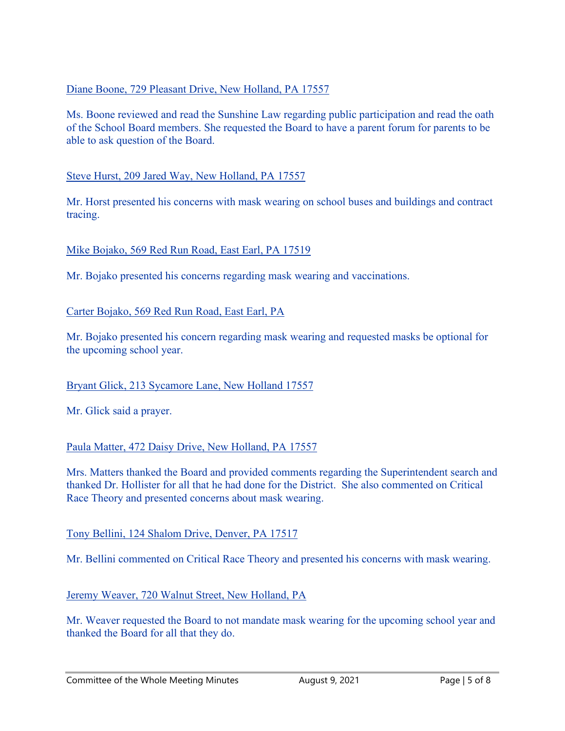Diane Boone, 729 Pleasant Drive, New Holland, PA 17557

Ms. Boone reviewed and read the Sunshine Law regarding public participation and read the oath of the School Board members. She requested the Board to have a parent forum for parents to be able to ask question of the Board.

Steve Hurst, 209 Jared Way, New Holland, PA 17557

Mr. Horst presented his concerns with mask wearing on school buses and buildings and contract tracing.

Mike Bojako, 569 Red Run Road, East Earl, PA 17519

Mr. Bojako presented his concerns regarding mask wearing and vaccinations.

Carter Bojako, 569 Red Run Road, East Earl, PA

Mr. Bojako presented his concern regarding mask wearing and requested masks be optional for the upcoming school year.

Bryant Glick, 213 Sycamore Lane, New Holland 17557

Mr. Glick said a prayer.

Paula Matter, 472 Daisy Drive, New Holland, PA 17557

Mrs. Matters thanked the Board and provided comments regarding the Superintendent search and thanked Dr. Hollister for all that he had done for the District. She also commented on Critical Race Theory and presented concerns about mask wearing.

Tony Bellini, 124 Shalom Drive, Denver, PA 17517

Mr. Bellini commented on Critical Race Theory and presented his concerns with mask wearing.

Jeremy Weaver, 720 Walnut Street, New Holland, PA

Mr. Weaver requested the Board to not mandate mask wearing for the upcoming school year and thanked the Board for all that they do.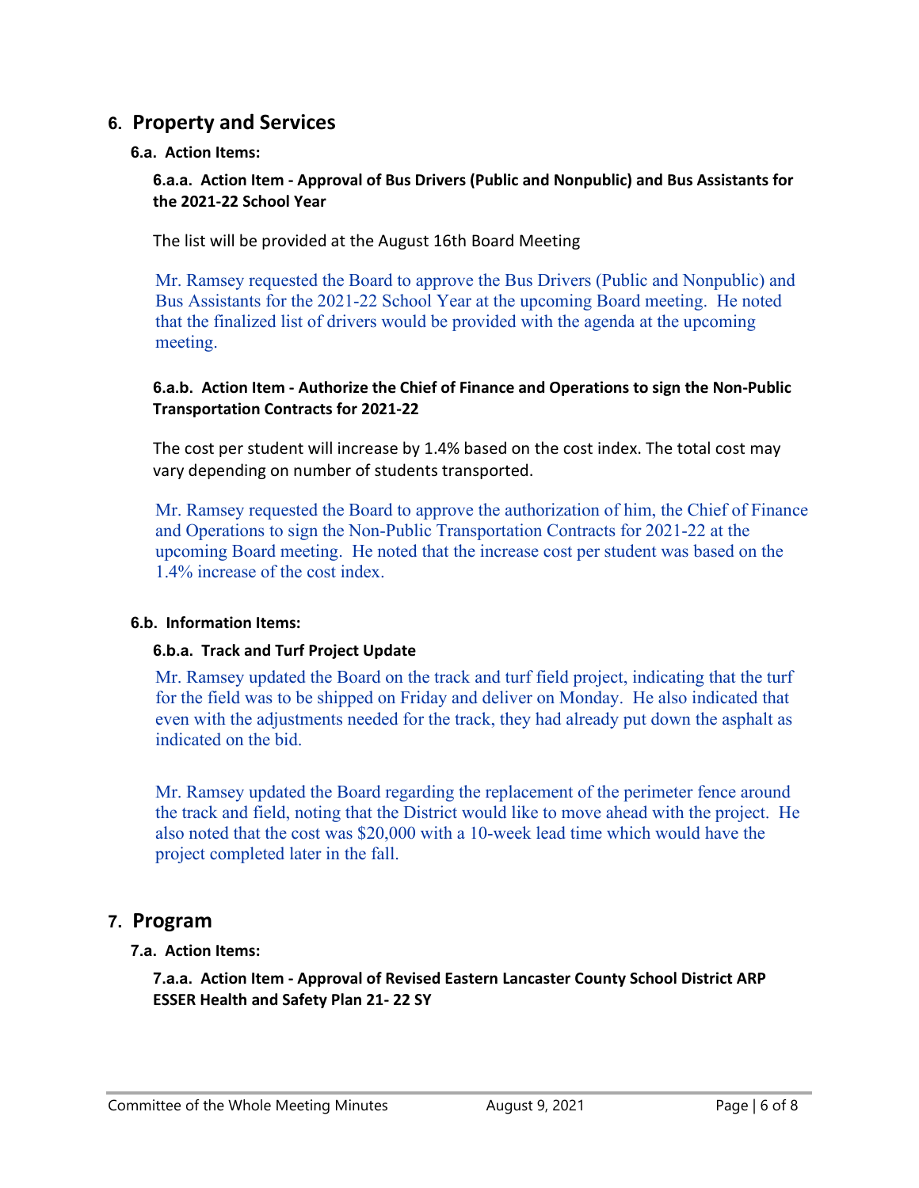## 6. Property and Services

### 6.a. Action Items:

#### 6.a.a. Action Item - Approval of Bus Drivers (Public and Nonpublic) and Bus Assistants for the 2021-22 School Year

The list will be provided at the August 16th Board Meeting

Mr. Ramsey requested the Board to approve the Bus Drivers (Public and Nonpublic) and Bus Assistants for the 2021-22 School Year at the upcoming Board meeting. He noted that the finalized list of drivers would be provided with the agenda at the upcoming meeting.

#### 6.a.b. Action Item - Authorize the Chief of Finance and Operations to sign the Non-Public Transportation Contracts for 2021-22

The cost per student will increase by 1.4% based on the cost index. The total cost may vary depending on number of students transported.

Mr. Ramsey requested the Board to approve the authorization of him, the Chief of Finance and Operations to sign the Non-Public Transportation Contracts for 2021-22 at the upcoming Board meeting. He noted that the increase cost per student was based on the 1.4% increase of the cost index.

### 6.b. Information Items:

#### 6.b.a. Track and Turf Project Update

Mr. Ramsey updated the Board on the track and turf field project, indicating that the turf for the field was to be shipped on Friday and deliver on Monday. He also indicated that even with the adjustments needed for the track, they had already put down the asphalt as indicated on the bid.

Mr. Ramsey updated the Board regarding the replacement of the perimeter fence around the track and field, noting that the District would like to move ahead with the project. He also noted that the cost was $20,000 with a 10-week lead time which would have the project completed later in the fall.

## 7. Program

### 7.a. Action Items:

#### 7.a.a. Action Item - Approval of Revised Eastern Lancaster County School District ARP ESSER Health and Safety Plan 21- 22 SY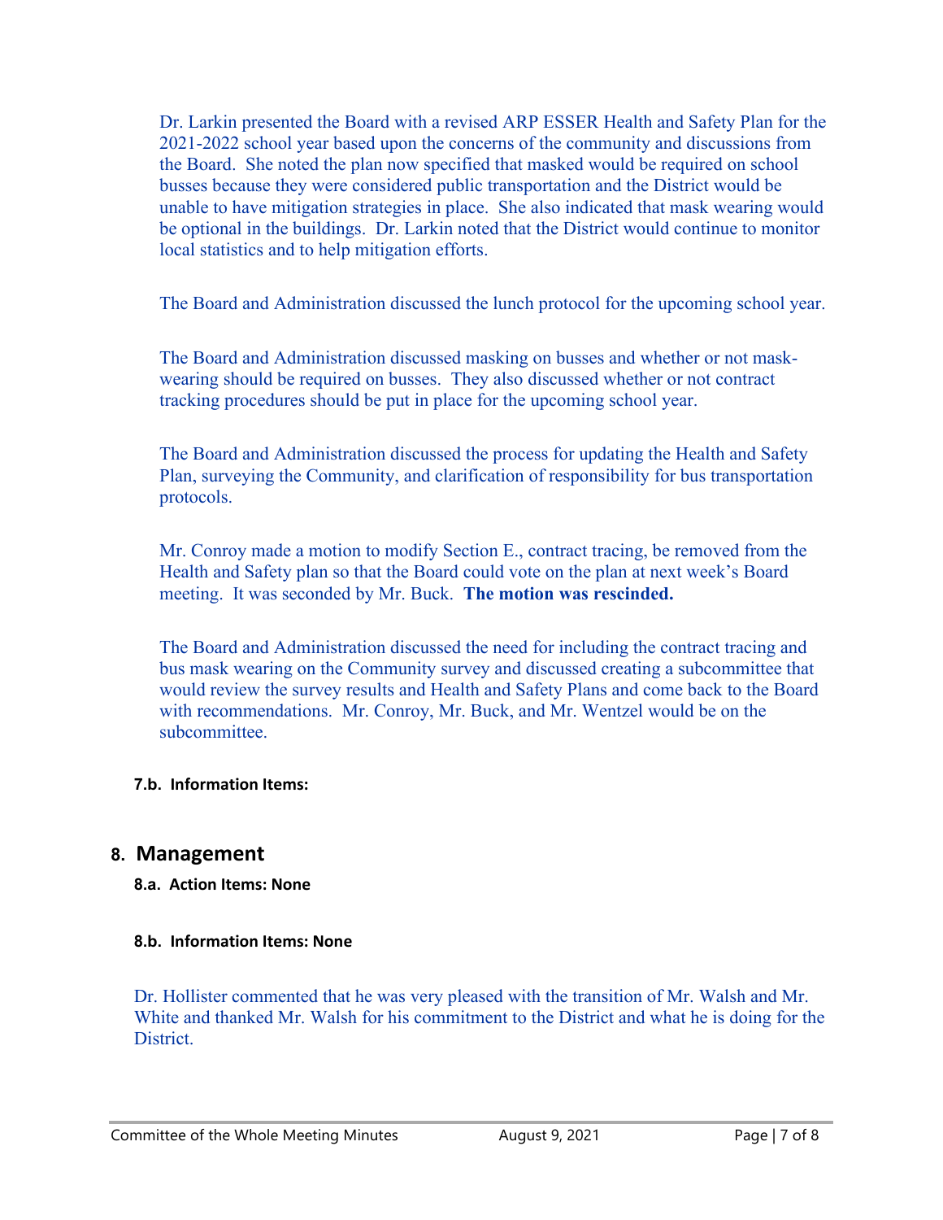Dr. Larkin presented the Board with a revised ARP ESSER Health and Safety Plan for the 2021-2022 school year based upon the concerns of the community and discussions from the Board. She noted the plan now specified that masked would be required on school busses because they were considered public transportation and the District would be unable to have mitigation strategies in place. She also indicated that mask wearing would be optional in the buildings. Dr. Larkin noted that the District would continue to monitor local statistics and to help mitigation efforts.

The Board and Administration discussed the lunch protocol for the upcoming school year.

The Board and Administration discussed masking on busses and whether or not mask-wearing should be required on busses. They also discussed whether or not contract tracking procedures should be put in place for the upcoming school year.

The Board and Administration discussed the process for updating the Health and Safety Plan, surveying the Community, and clarification of responsibility for bus transportation protocols.

Mr. Conroy made a motion to modify Section E., contract tracing, be removed from the Health and Safety plan so that the Board could vote on the plan at next week's Board meeting. It was seconded by Mr. Buck. **The motion was rescinded.**

The Board and Administration discussed the need for including the contract tracing and bus mask wearing on the Community survey and discussed creating a subcommittee that would review the survey results and Health and Safety Plans and come back to the Board with recommendations. Mr. Conroy, Mr. Buck, and Mr. Wentzel would be on the subcommittee.

### 7.b. Information Items:

## 8. Management

### 8.a. Action Items: None

### 8.b. Information Items: None

Dr. Hollister commented that he was very pleased with the transition of Mr. Walsh and Mr. White and thanked Mr. Walsh for his commitment to the District and what he is doing for the District.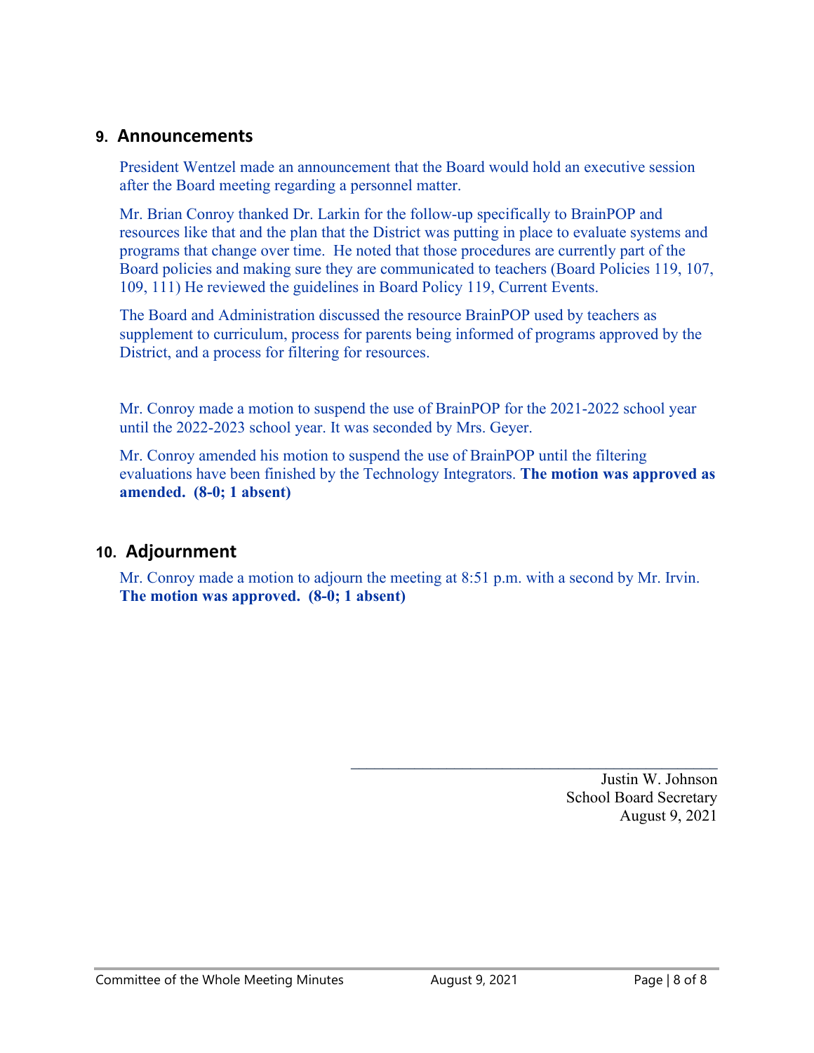## 9. Announcements

President Wentzel made an announcement that the Board would hold an executive session after the Board meeting regarding a personnel matter.

Mr. Brian Conroy thanked Dr. Larkin for the follow-up specifically to BrainPOP and resources like that and the plan that the District was putting in place to evaluate systems and programs that change over time. He noted that those procedures are currently part of the Board policies and making sure they are communicated to teachers (Board Policies 119, 107, 109, 111) He reviewed the guidelines in Board Policy 119, Current Events.

The Board and Administration discussed the resource BrainPOP used by teachers as supplement to curriculum, process for parents being informed of programs approved by the District, and a process for filtering for resources.

Mr. Conroy made a motion to suspend the use of BrainPOP for the 2021-2022 school year until the 2022-2023 school year. It was seconded by Mrs. Geyer.

Mr. Conroy amended his motion to suspend the use of BrainPOP until the filtering evaluations have been finished by the Technology Integrators. **The motion was approved as amended. (8-0; 1 absent)**

## 10. Adjournment

Mr. Conroy made a motion to adjourn the meeting at 8:51 p.m. with a second by Mr. Irvin. **The motion was approved. (8-0; 1 absent)**

\_\_\_\_\_\_\_\_\_\_\_\_\_\_\_\_\_\_\_\_\_\_\_\_\_\_\_\_\_\_\_\_\_\_\_\_\_\_\_\_

Justin W. Johnson
School Board Secretary
August 9, 2021